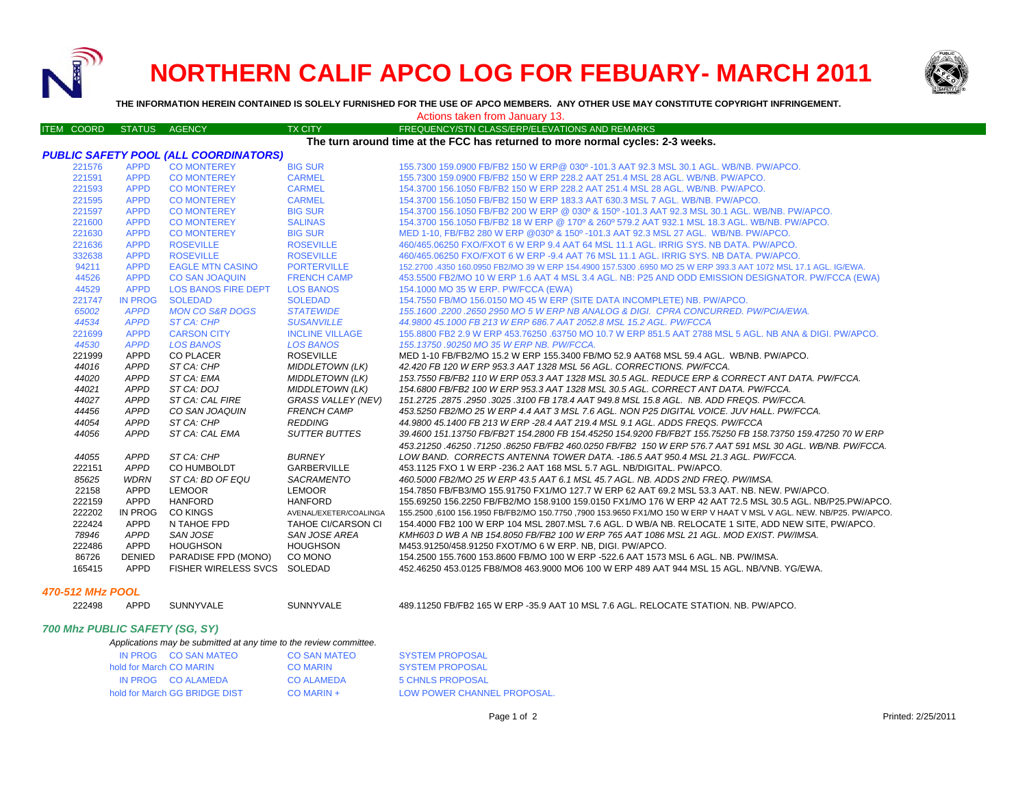# NORTHERN CALIF APCO LOG FOR FEBUARY- MARCH 2011

**THE INFORMATION HEREIN CONTAINED IS SOLELY FURNISHED FOR THE USE OF APCO MEMBERS. ANY OTHER USE MAY CONSTITUTE COPYRIGHT INFRINGEMENT.**

Actions taken from January 13.

**The turn around time at the FCC has returned to more normal cycles: 2-3 weeks.**

### *PUBLIC SAFETY POOL (ALL COORDINATORS)*

| ITEM COORD | STATUS | AGENCY | TX CITY | FREQUENCY/STN CLASS/ERP/ELEVATIONS AND REMARKS |
|---|---|---|---|---|
| 221576 | APPD | CO MONTEREY | BIG SUR | 155.7300 159.0900 FB/FB2 150 W ERP@ 030º -101.3 AAT 92.3 MSL 30.1 AGL. WB/NB. PW/APCO. |
| 221591 | APPD | CO MONTEREY | CARMEL | 155.7300 159.0900 FB/FB2 150 W ERP 228.2 AAT 251.4 MSL 28 AGL. WB/NB. PW/APCO. |
| 221593 | APPD | CO MONTEREY | CARMEL | 154.3700 156.1050 FB/FB2 150 W ERP 228.2 AAT 251.4 MSL 28 AGL. WB/NB. PW/APCO. |
| 221595 | APPD | CO MONTEREY | CARMEL | 154.3700 156.1050 FB/FB2 150 W ERP 183.3 AAT 630.3 MSL 7 AGL. WB/NB. PW/APCO. |
| 221597 | APPD | CO MONTEREY | BIG SUR | 154.3700 156.1050 FB/FB2 200 W ERP @ 030º & 150º -101.3 AAT 92.3 MSL 30.1 AGL. WB/NB. PW/APCO. |
| 221600 | APPD | CO MONTEREY | SALINAS | 154.3700 156.1050 FB/FB2 18 W ERP @ 170º & 260º 579.2 AAT 932.1 MSL 18.3 AGL. WB/NB. PW/APCO. |
| 221630 | APPD | CO MONTEREY | BIG SUR | MED 1-10, FB/FB2 280 W ERP @030º & 150º -101.3 AAT 92.3 MSL 27 AGL. WB/NB. PW/APCO. |
| 221636 | APPD | ROSEVILLE | ROSEVILLE | 460/465.06250 FXO/FXOT 6 W ERP 9.4 AAT 64 MSL 11.1 AGL. IRRIG SYS. NB DATA. PW/APCO. |
| 332638 | APPD | ROSEVILLE | ROSEVILLE | 460/465.06250 FXO/FXOT 6 W ERP -9.4 AAT 76 MSL 11.1 AGL. IRRIG SYS. NB DATA. PW/APCO. |
| 94211 | APPD | EAGLE MTN CASINO | PORTERVILLE | 152.2700 .4350 160.0950 FB2/MO 39 W ERP 154.4900 157.5300 .6950 MO 25 W ERP 393.3 AAT 1072 MSL 17.1 AGL. IG/EWA. |
| 44526 | APPD | CO SAN JOAQUIN | FRENCH CAMP | 453.5500 FB2/MO 10 W ERP 1.6 AAT 4 MSL 3.4 AGL. NB: P25 AND ODD EMISSION DESIGNATOR. PW/FCCA (EWA) |
| 44529 | APPD | LOS BANOS FIRE DEPT | LOS BANOS | 154.1000 MO 35 W ERP. PW/FCCA (EWA) |
| 221747 | IN PROG | SOLEDAD | SOLEDAD | 154.7550 FB/MO 156.0150 MO 45 W ERP (SITE DATA INCOMPLETE) NB. PW/APCO. |
| *65002* | *APPD* | *MON CO S&R DOGS* | *STATEWIDE* | *155.1600 .2200 .2650 2950 MO 5 W ERP NB ANALOG & DIGI. CPRA CONCURRED. PW/PCIA/EWA.* |
| *44534* | *APPD* | *ST CA: CHP* | *SUSANVILLE* | *44.9800 45.1000 FB 213 W ERP 686.7 AAT 2052.8 MSL 15.2 AGL. PW/FCCA* |
| 221699 | APPD | CARSON CITY | INCLINE VILLAGE | 155.8800 FB2 2.9 W ERP 453.76250 .63750 MO 10.7 W ERP 851.5 AAT 2788 MSL 5 AGL. NB ANA & DIGI. PW/APCO. |
| *44530* | *APPD* | *LOS BANOS* | *LOS BANOS* | *155.13750 .90250 MO 35 W ERP NB. PW/FCCA.* |
| 221999 | APPD | CO PLACER | ROSEVILLE | MED 1-10 FB/FB2/MO 15.2 W ERP 155.3400 FB/MO 52.9 AAT68 MSL 59.4 AGL. WB/NB. PW/APCO. |
| *44016* | *APPD* | *ST CA: CHP* | *MIDDLETOWN (LK)* | *42.420 FB 120 W ERP 953.3 AAT 1328 MSL 56 AGL. CORRECTIONS. PW/FCCA.* |
| *44020* | *APPD* | *ST CA: EMA* | *MIDDLETOWN (LK)* | *153.7550 FB/FB2 110 W ERP 053.3 AAT 1328 MSL 30.5 AGL. REDUCE ERP & CORRECT ANT DATA. PW/FCCA.* |
| *44021* | *APPD* | *ST CA: DOJ* | *MIDDLETOWN (LK)* | *154.6800 FB/FB2 100 W ERP 953.3 AAT 1328 MSL 30.5 AGL. CORRECT ANT DATA. PW/FCCA.* |
| *44027* | *APPD* | *ST CA: CAL FIRE* | *GRASS VALLEY (NEV)* | *151.2725 .2875 .2950 .3025 .3100 FB 178.4 AAT 949.8 MSL 15.8 AGL. NB. ADD FREQS. PW/FCCA.* |
| *44456* | *APPD* | *CO SAN JOAQUIN* | *FRENCH CAMP* | *453.5250 FB2/MO 25 W ERP 4.4 AAT 3 MSL 7.6 AGL. NON P25 DIGITAL VOICE. JUV HALL. PW/FCCA.* |
| *44054* | *APPD* | *ST CA: CHP* | *REDDING* | *44.9800 45.1400 FB 213 W ERP -28.4 AAT 219.4 MSL 9.1 AGL. ADDS FREQS. PW/FCCA* |
| *44056* | *APPD* | *ST CA: CAL EMA* | *SUTTER BUTTES* | *39.4600 151.13750 FB/FB2T 154.2800 FB 154.45250 154.9200 FB/FB2T 155.75250 FB 158.73750 159.47250 70 W ERP 453.21250 .46250 .71250 .86250 FB/FB2 460.0250 FB/FB2 150 W ERP 576.7 AAT 591 MSL 30 AGL. WB/NB. PW/FCCA.* |
| *44055* | *APPD* | *ST CA: CHP* | *BURNEY* | *LOW BAND. CORRECTS ANTENNA TOWER DATA. -186.5 AAT 950.4 MSL 21.3 AGL. PW/FCCA.* |
| 222151 | APPD | CO HUMBOLDT | GARBERVILLE | 453.1125 FXO 1 W ERP -236.2 AAT 168 MSL 5.7 AGL. NB/DIGITAL. PW/APCO. |
| *85625* | *WDRN* | *ST CA: BD OF EQU* | *SACRAMENTO* | *460.5000 FB2/MO 25 W ERP 43.5 AAT 6.1 MSL 45.7 AGL. NB. ADDS 2ND FREQ. PW/IMSA.* |
| 22158 | APPD | LEMOOR | LEMOOR | 154.7850 FB/FB3/MO 155.91750 FX1/MO 127.7 W ERP 62 AAT 69.2 MSL 53.3 AAT. NB. NEW. PW/APCO. |
| 222159 | APPD | HANFORD | HANFORD | 155.69250 156.2250 FB/FB2/MO 158.9100 159.0150 FX1/MO 176 W ERP 42 AAT 72.5 MSL 30.5 AGL. NB/P25.PW/APCO. |
| 222202 | IN PROG | CO KINGS | AVENAL/EXETER/COALINGA | 155.2500 ,6100 156.1950 FB/FB2/MO 150.7750 ,7900 153.9650 FX1/MO 150 W ERP V HAAT V MSL V AGL. NEW. NB/P25. PW/APCO. |
| 222424 | APPD | N TAHOE FPD | TAHOE CI/CARSON CI | 154.4000 FB2 100 W ERP 104 MSL 2807.MSL 7.6 AGL. D WB/A NB. RELOCATE 1 SITE, ADD NEW SITE, PW/APCO. |
| *78946* | *APPD* | *SAN JOSE* | *SAN JOSE AREA* | *KMH603 D WB A NB 154.8050 FB/FB2 100 W ERP 765 AAT 1086 MSL 21 AGL. MOD EXIST. PW/IMSA.* |
| 222486 | APPD | HOUGHSON | HOUGHSON | M453.91250/458.91250 FXOT/MO 6 W ERP. NB, DIGI. PW/APCO. |
| 86726 | DENIED | PARADISE FPD (MONO) | CO MONO | 154.2500 155.7600 153.8600 FB/MO 100 W ERP -522.6 AAT 1573 MSL 6 AGL. NB. PW/IMSA. |
| 165415 | APPD | FISHER WIRELESS SVCS | SOLEDAD | 452.46250 453.0125 FB8/MO8 463.9000 MO6 100 W ERP 489 AAT 944 MSL 15 AGL. NB/VNB. YG/EWA. |

### *470-512 MHz POOL*

| ITEM COORD | STATUS | AGENCY | TX CITY | FREQUENCY/STN CLASS/ERP/ELEVATIONS AND REMARKS |
|---|---|---|---|---|
| 222498 | APPD | SUNNYVALE | SUNNYVALE | 489.11250 FB/FB2 165 W ERP -35.9 AAT 10 MSL 7.6 AGL. RELOCATE STATION. NB. PW/APCO. |

### *700 Mhz PUBLIC SAFETY (SG, SY)*

*Applications may be submitted at any time to the review committee.*

| STATUS | AGENCY | TX CITY | REMARKS |
|---|---|---|---|
| IN PROG | CO SAN MATEO | CO SAN MATEO | SYSTEM PROPOSAL |
| hold for March | CO MARIN | CO MARIN | SYSTEM PROPOSAL |
| IN PROG | CO ALAMEDA | CO ALAMEDA | 5 CHNLS PROPOSAL |
| hold for March | GG BRIDGE DIST | CO MARIN + | LOW POWER CHANNEL PROPOSAL. |

Printed: 2/25/2011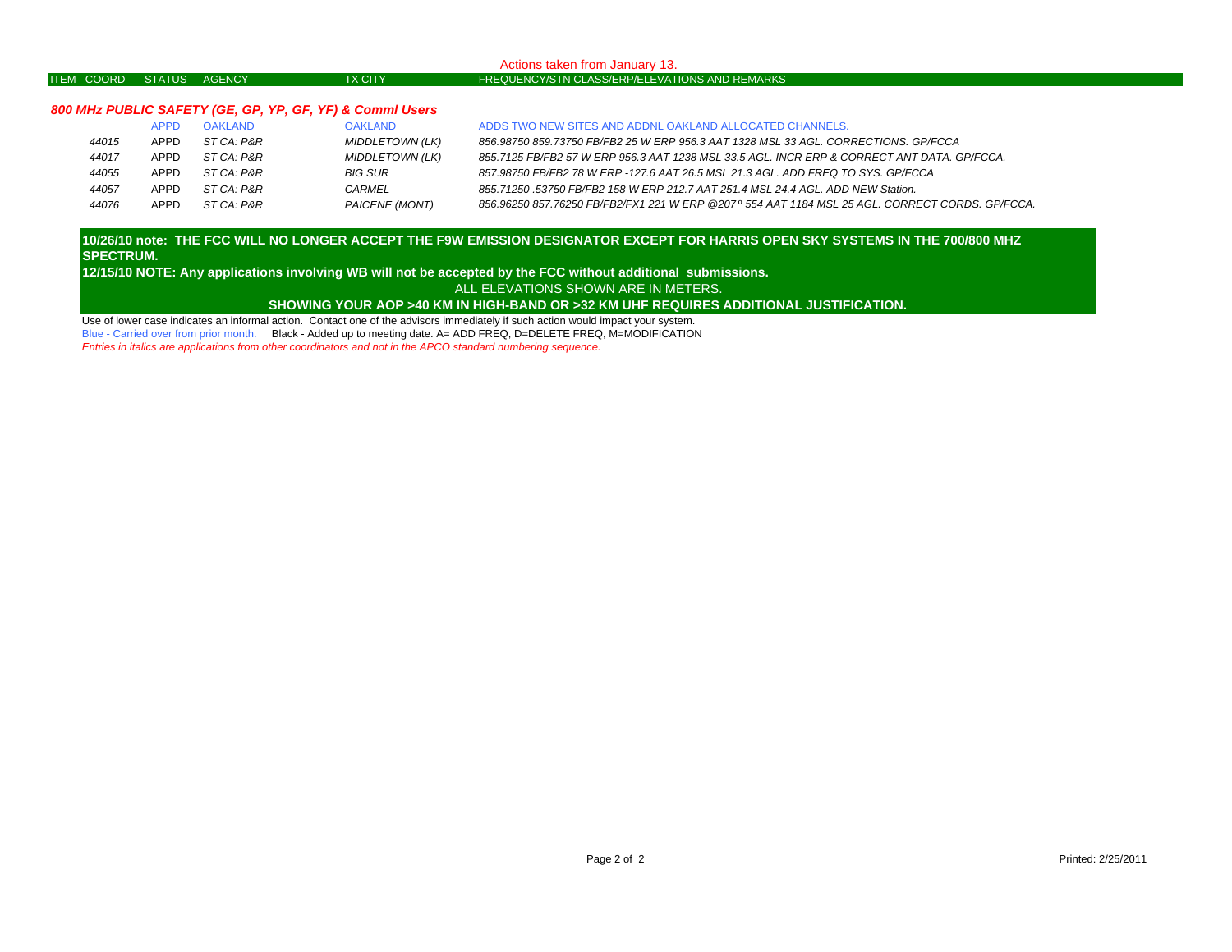Actions taken from January 13.

| ITEM | COORD | STATUS | AGENCY | TX CITY | FREQUENCY/STN CLASS/ERP/ELEVATIONS AND REMARKS |
|---|---|---|---|---|---|

### *800 MHz PUBLIC SAFETY (GE, GP, YP, GF, YF) & Comml Users*

| ITEM | COORD | STATUS | AGENCY | TX CITY | FREQUENCY/STN CLASS/ERP/ELEVATIONS AND REMARKS |
|---|---|---|---|---|---|
| | | APPD | OAKLAND | OAKLAND | ADDS TWO NEW SITES AND ADDNL OAKLAND ALLOCATED CHANNELS. |
| | *44015* | APPD | *ST CA: P&R* | *MIDDLETOWN (LK)* | *856.98750 859.73750 FB/FB2 25 W ERP 956.3 AAT 1328 MSL 33 AGL. CORRECTIONS. GP/FCCA* |
| | *44017* | APPD | *ST CA: P&R* | *MIDDLETOWN (LK)* | *855.7125 FB/FB2 57 W ERP 956.3 AAT 1238 MSL 33.5 AGL. INCR ERP & CORRECT ANT DATA. GP/FCCA.* |
| | *44055* | APPD | *ST CA: P&R* | *BIG SUR* | *857.98750 FB/FB2 78 W ERP -127.6 AAT 26.5 MSL 21.3 AGL. ADD FREQ TO SYS. GP/FCCA* |
| | *44057* | APPD | *ST CA: P&R* | *CARMEL* | *855.71250 .53750 FB/FB2 158 W ERP 212.7 AAT 251.4 MSL 24.4 AGL. ADD NEW Station.* |
| | *44076* | APPD | *ST CA: P&R* | *PAICENE (MONT)* | *856.96250 857.76250 FB/FB2/FX1 221 W ERP @207º 554 AAT 1184 MSL 25 AGL. CORRECT CORDS. GP/FCCA.* |

**10/26/10 note: THE FCC WILL NO LONGER ACCEPT THE F9W EMISSION DESIGNATOR EXCEPT FOR HARRIS OPEN SKY SYSTEMS IN THE 700/800 MHZ SPECTRUM.**

**12/15/10 NOTE: Any applications involving WB will not be accepted by the FCC without additional submissions.**

ALL ELEVATIONS SHOWN ARE IN METERS.

**SHOWING YOUR AOP >40 KM IN HIGH-BAND OR >32 KM UHF REQUIRES ADDITIONAL JUSTIFICATION.**

Use of lower case indicates an informal action. Contact one of the advisors immediately if such action would impact your system.

Blue - Carried over from prior month. Black - Added up to meeting date. A= ADD FREQ, D=DELETE FREQ, M=MODIFICATION

*Entries in italics are applications from other coordinators and not in the APCO standard numbering sequence.*

Printed: 2/25/2011